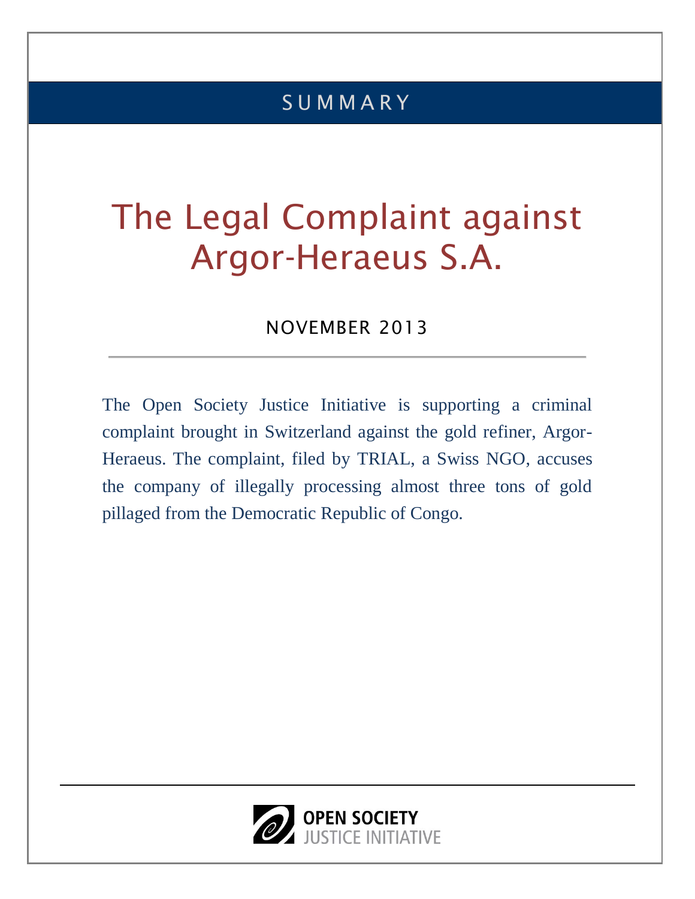SUMMARY

# The Legal Complaint against Argor-Heraeus S.A.

NOVEMBER 2013

---

The Open Society Justice Initiative is supporting a criminal complaint brought in Switzerland against the gold refiner, Argor-Heraeus. The complaint, filed by TRIAL, a Swiss NGO, accuses the company of illegally processing almost three tons of gold pillaged from the Democratic Republic of Congo.

OPEN SOCIETY
JUSTICE INITIATIVE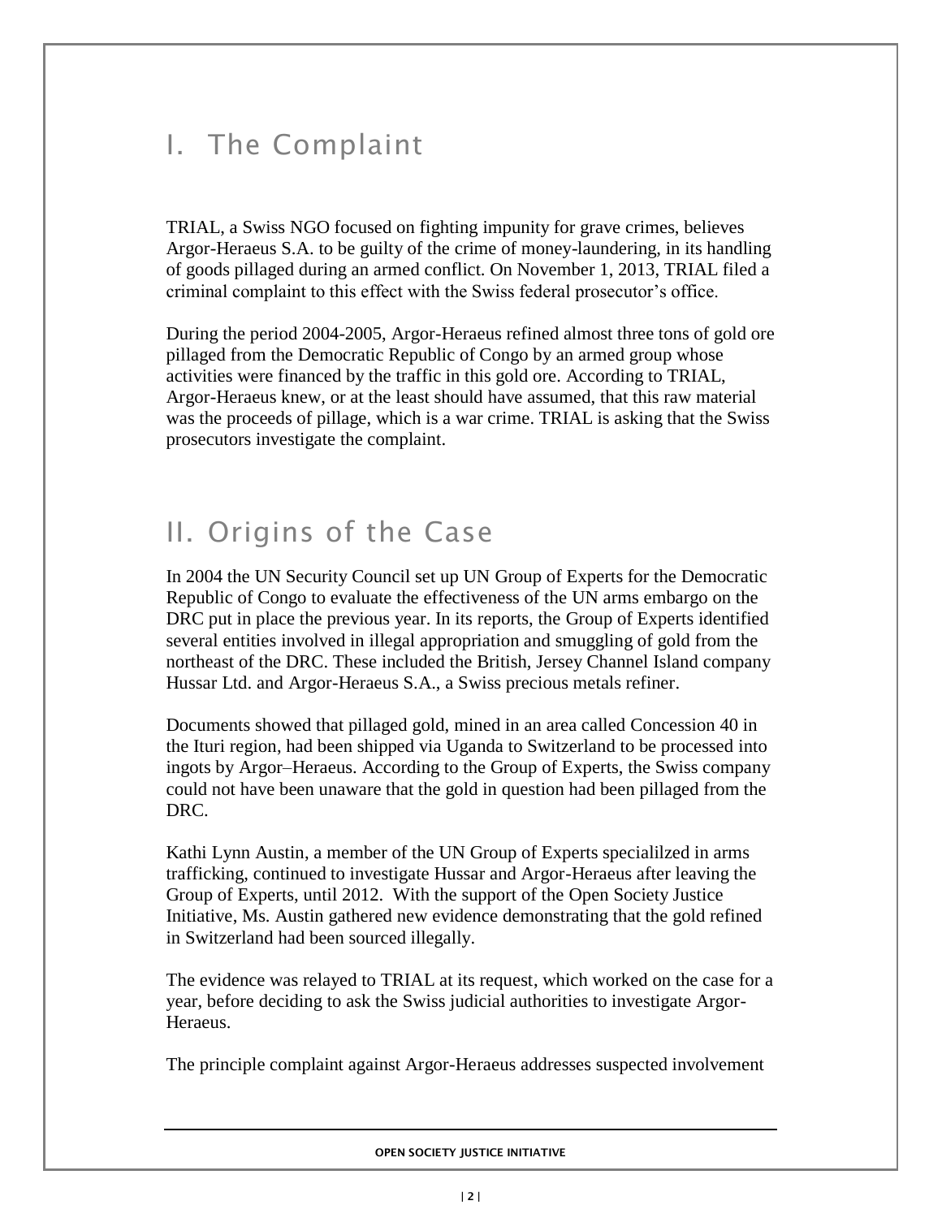## I. The Complaint

TRIAL, a Swiss NGO focused on fighting impunity for grave crimes, believes Argor-Heraeus S.A. to be guilty of the crime of money-laundering, in its handling of goods pillaged during an armed conflict. On November 1, 2013, TRIAL filed a criminal complaint to this effect with the Swiss federal prosecutor's office.

During the period 2004-2005, Argor-Heraeus refined almost three tons of gold ore pillaged from the Democratic Republic of Congo by an armed group whose activities were financed by the traffic in this gold ore. According to TRIAL, Argor-Heraeus knew, or at the least should have assumed, that this raw material was the proceeds of pillage, which is a war crime. TRIAL is asking that the Swiss prosecutors investigate the complaint.

## II. Origins of the Case

In 2004 the UN Security Council set up UN Group of Experts for the Democratic Republic of Congo to evaluate the effectiveness of the UN arms embargo on the DRC put in place the previous year. In its reports, the Group of Experts identified several entities involved in illegal appropriation and smuggling of gold from the northeast of the DRC. These included the British, Jersey Channel Island company Hussar Ltd. and Argor-Heraeus S.A., a Swiss precious metals refiner.

Documents showed that pillaged gold, mined in an area called Concession 40 in the Ituri region, had been shipped via Uganda to Switzerland to be processed into ingots by Argor–Heraeus. According to the Group of Experts, the Swiss company could not have been unaware that the gold in question had been pillaged from the DRC.

Kathi Lynn Austin, a member of the UN Group of Experts specialilzed in arms trafficking, continued to investigate Hussar and Argor-Heraeus after leaving the Group of Experts, until 2012. With the support of the Open Society Justice Initiative, Ms. Austin gathered new evidence demonstrating that the gold refined in Switzerland had been sourced illegally.

The evidence was relayed to TRIAL at its request, which worked on the case for a year, before deciding to ask the Swiss judicial authorities to investigate Argor-Heraeus.

The principle complaint against Argor-Heraeus addresses suspected involvement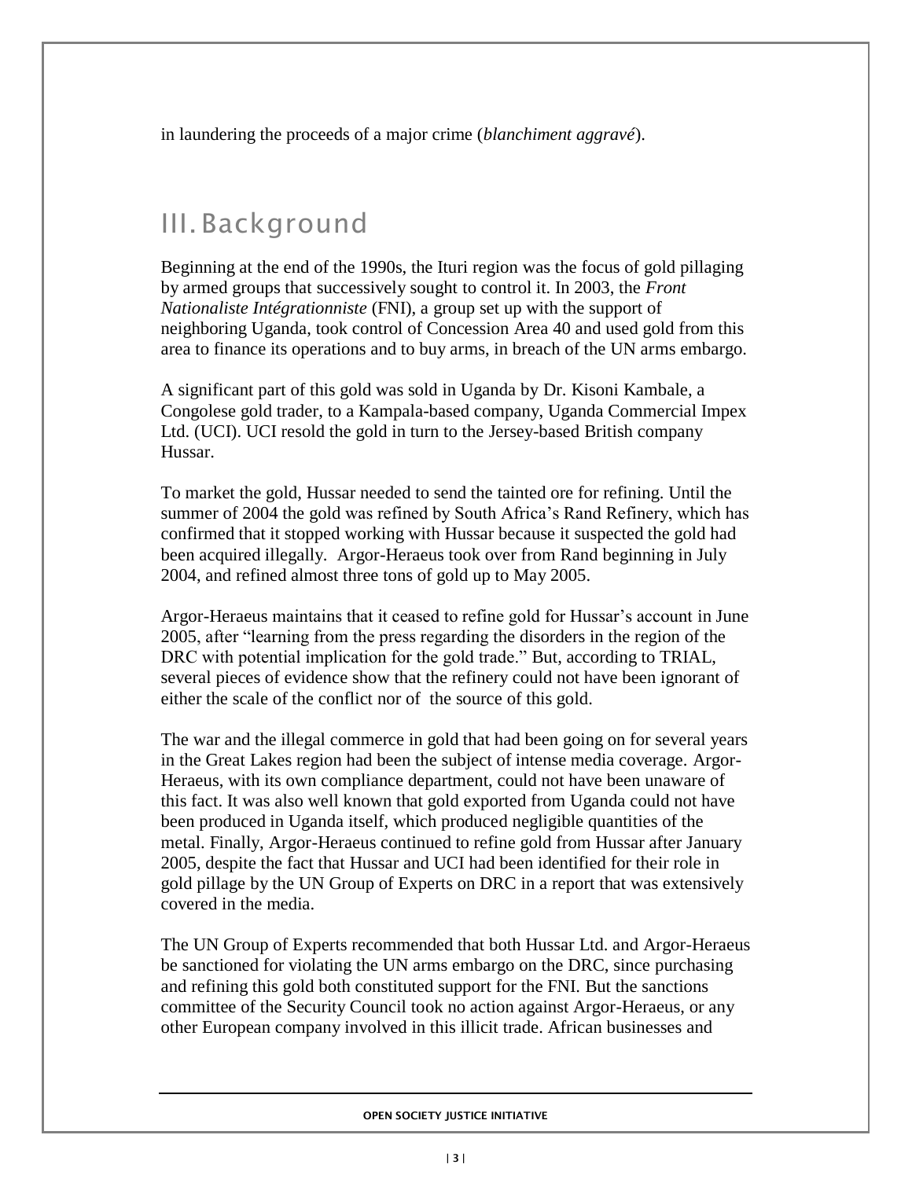in laundering the proceeds of a major crime (*blanchiment aggravé*).

## III. Background

Beginning at the end of the 1990s, the Ituri region was the focus of gold pillaging by armed groups that successively sought to control it. In 2003, the *Front Nationaliste Intégrationniste* (FNI), a group set up with the support of neighboring Uganda, took control of Concession Area 40 and used gold from this area to finance its operations and to buy arms, in breach of the UN arms embargo.

A significant part of this gold was sold in Uganda by Dr. Kisoni Kambale, a Congolese gold trader, to a Kampala-based company, Uganda Commercial Impex Ltd. (UCI). UCI resold the gold in turn to the Jersey-based British company Hussar.

To market the gold, Hussar needed to send the tainted ore for refining. Until the summer of 2004 the gold was refined by South Africa's Rand Refinery, which has confirmed that it stopped working with Hussar because it suspected the gold had been acquired illegally. Argor-Heraeus took over from Rand beginning in July 2004, and refined almost three tons of gold up to May 2005.

Argor-Heraeus maintains that it ceased to refine gold for Hussar's account in June 2005, after "learning from the press regarding the disorders in the region of the DRC with potential implication for the gold trade." But, according to TRIAL, several pieces of evidence show that the refinery could not have been ignorant of either the scale of the conflict nor of the source of this gold.

The war and the illegal commerce in gold that had been going on for several years in the Great Lakes region had been the subject of intense media coverage. Argor-Heraeus, with its own compliance department, could not have been unaware of this fact. It was also well known that gold exported from Uganda could not have been produced in Uganda itself, which produced negligible quantities of the metal. Finally, Argor-Heraeus continued to refine gold from Hussar after January 2005, despite the fact that Hussar and UCI had been identified for their role in gold pillage by the UN Group of Experts on DRC in a report that was extensively covered in the media.

The UN Group of Experts recommended that both Hussar Ltd. and Argor-Heraeus be sanctioned for violating the UN arms embargo on the DRC, since purchasing and refining this gold both constituted support for the FNI. But the sanctions committee of the Security Council took no action against Argor-Heraeus, or any other European company involved in this illicit trade. African businesses and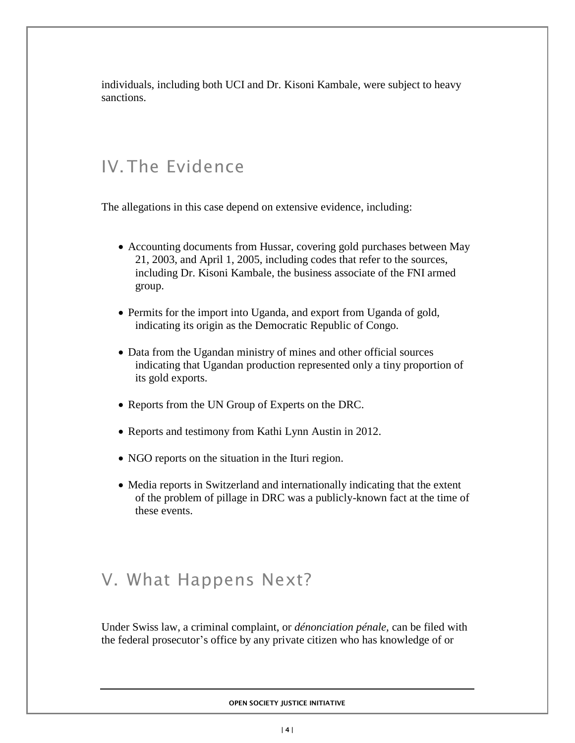individuals, including both UCI and Dr. Kisoni Kambale, were subject to heavy sanctions.

## IV. The Evidence

The allegations in this case depend on extensive evidence, including:

- Accounting documents from Hussar, covering gold purchases between May 21, 2003, and April 1, 2005, including codes that refer to the sources, including Dr. Kisoni Kambale, the business associate of the FNI armed group.
- Permits for the import into Uganda, and export from Uganda of gold, indicating its origin as the Democratic Republic of Congo.
- Data from the Ugandan ministry of mines and other official sources indicating that Ugandan production represented only a tiny proportion of its gold exports.
- Reports from the UN Group of Experts on the DRC.
- Reports and testimony from Kathi Lynn Austin in 2012.
- NGO reports on the situation in the Ituri region.
- Media reports in Switzerland and internationally indicating that the extent of the problem of pillage in DRC was a publicly-known fact at the time of these events.

## V. What Happens Next?

Under Swiss law, a criminal complaint, or *dénonciation pénale*, can be filed with the federal prosecutor's office by any private citizen who has knowledge of or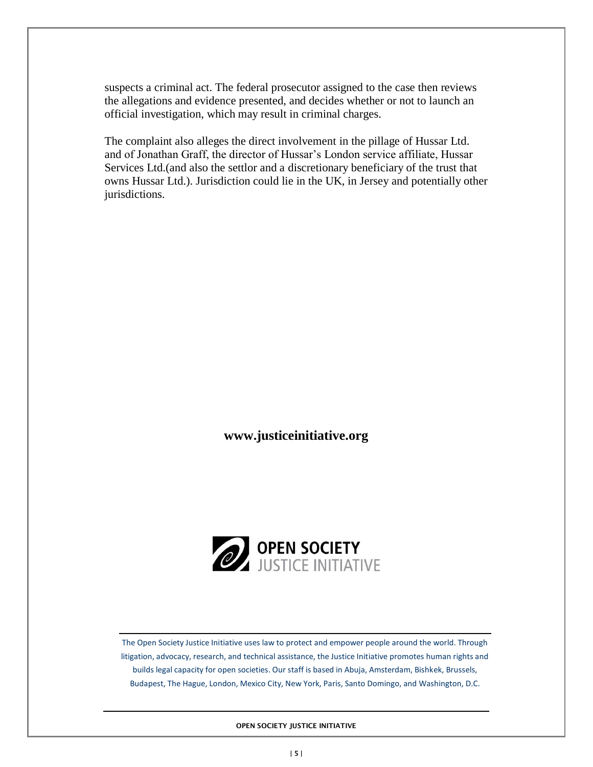suspects a criminal act. The federal prosecutor assigned to the case then reviews the allegations and evidence presented, and decides whether or not to launch an official investigation, which may result in criminal charges.

The complaint also alleges the direct involvement in the pillage of Hussar Ltd. and of Jonathan Graff, the director of Hussar's London service affiliate, Hussar Services Ltd.(and also the settlor and a discretionary beneficiary of the trust that owns Hussar Ltd.). Jurisdiction could lie in the UK, in Jersey and potentially other jurisdictions.

**www.justiceinitiative.org**

**OPEN SOCIETY**
JUSTICE INITIATIVE

The Open Society Justice Initiative uses law to protect and empower people around the world. Through litigation, advocacy, research, and technical assistance, the Justice Initiative promotes human rights and builds legal capacity for open societies. Our staff is based in Abuja, Amsterdam, Bishkek, Brussels, Budapest, The Hague, London, Mexico City, New York, Paris, Santo Domingo, and Washington, D.C.